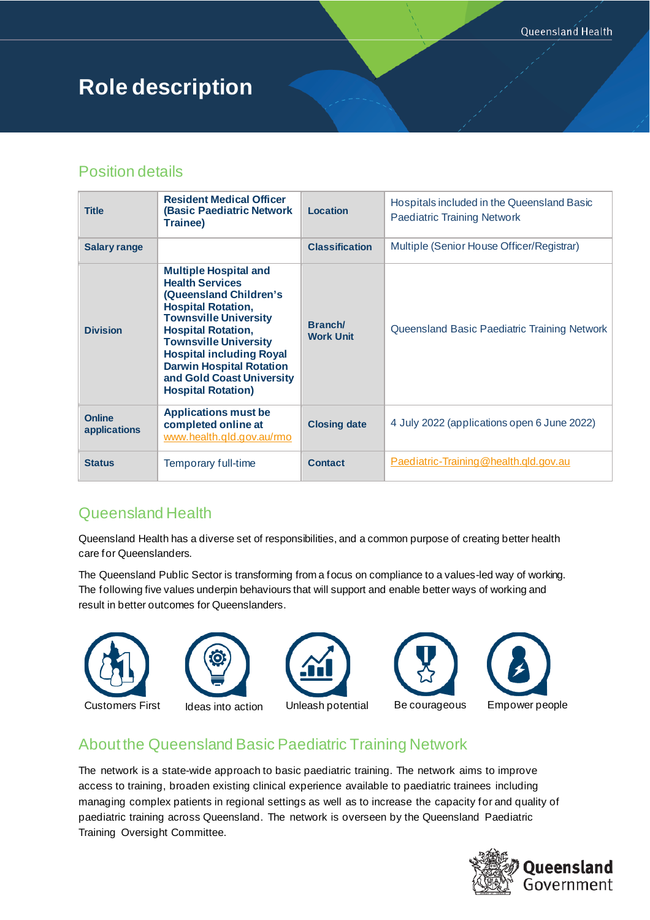# Role description

## Position details

| | | | |
|---|---|---|---|
| **Title** | **Resident Medical Officer (Basic Paediatric Network Trainee)** | **Location** | Hospitals included in the Queensland Basic Paediatric Training Network |
| **Salary range** | | **Classification** | Multiple (Senior House Officer/Registrar) |
| **Division** | **Multiple Hospital and Health Services (Queensland Children's Hospital Rotation, Townsville University Hospital Rotation, Townsville University Hospital including Royal Darwin Hospital Rotation and Gold Coast University Hospital Rotation)** | **Branch/ Work Unit** | Queensland Basic Paediatric Training Network |
| **Online applications** | **Applications must be completed online at** www.health.qld.gov.au/rmo | **Closing date** | 4 July 2022 (applications open 6 June 2022) |
| **Status** | Temporary full-time | **Contact** | Paediatric-Training@health.qld.gov.au |

## Queensland Health

Queensland Health has a diverse set of responsibilities, and a common purpose of creating better health care for Queenslanders.

The Queensland Public Sector is transforming from a focus on compliance to a values-led way of working. The following five values underpin behaviours that will support and enable better ways of working and result in better outcomes for Queenslanders.

Customers First | Ideas into action | Unleash potential | Be courageous | Empower people

## About the Queensland Basic Paediatric Training Network

The network is a state-wide approach to basic paediatric training. The network aims to improve access to training, broaden existing clinical experience available to paediatric trainees including managing complex patients in regional settings as well as to increase the capacity for and quality of paediatric training across Queensland. The network is overseen by the Queensland Paediatric Training Oversight Committee.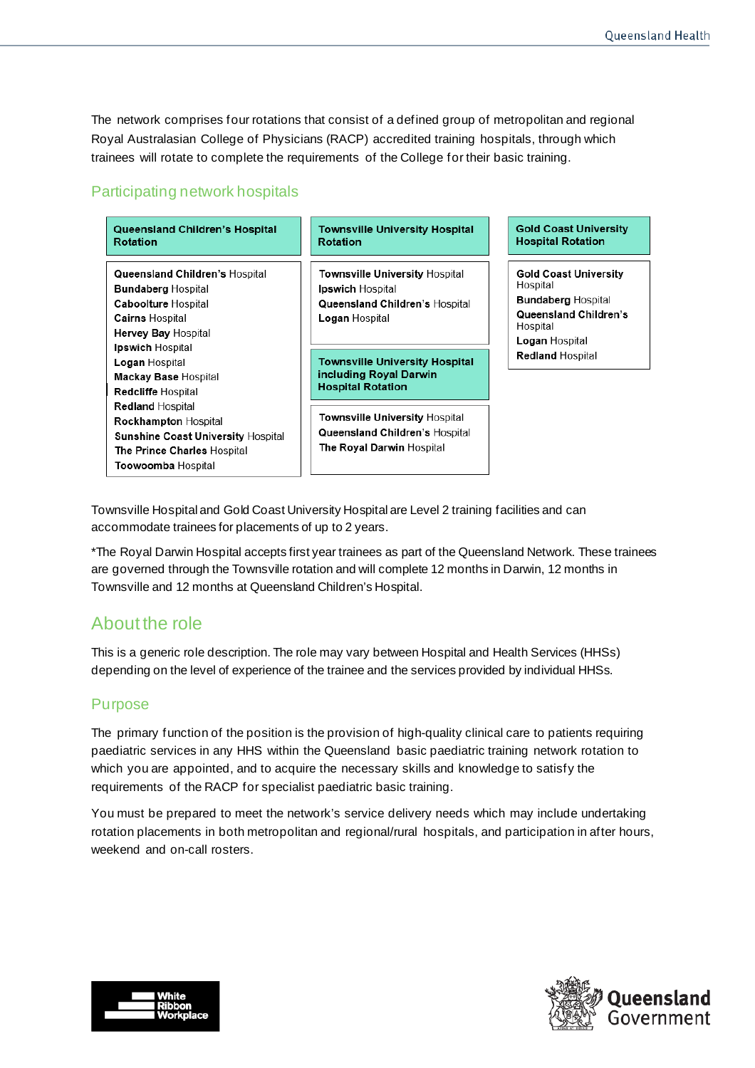The network comprises four rotations that consist of a defined group of metropolitan and regional Royal Australasian College of Physicians (RACP) accredited training hospitals, through which trainees will rotate to complete the requirements of the College for their basic training.

## Participating network hospitals

| Queensland Children's Hospital Rotation | Townsville University Hospital Rotation | Gold Coast University Hospital Rotation |
| --- | --- | --- |
| **Queensland Children's** Hospital<br>**Bundaberg** Hospital<br>**Caboolture** Hospital<br>**Cairns** Hospital<br>**Hervey Bay** Hospital<br>**Ipswich** Hospital<br>**Logan** Hospital<br>**Mackay Base** Hospital<br>**Redcliffe** Hospital<br>**Redland** Hospital<br>**Rockhampton** Hospital<br>**Sunshine Coast University** Hospital<br>**The Prince Charles** Hospital<br>**Toowoomba** Hospital | **Townsville University** Hospital<br>**Ipswich** Hospital<br>**Queensland Children's** Hospital<br>**Logan** Hospital | **Gold Coast University** Hospital<br>**Bundaberg** Hospital<br>**Queensland Children's** Hospital<br>**Logan** Hospital<br>**Redland** Hospital |

| Townsville University Hospital including Royal Darwin Hospital Rotation |
| --- |
| **Townsville University** Hospital<br>**Queensland Children's** Hospital<br>**The Royal Darwin** Hospital |

Townsville Hospital and Gold Coast University Hospital are Level 2 training facilities and can accommodate trainees for placements of up to 2 years.

*The Royal Darwin Hospital accepts first year trainees as part of the Queensland Network. These trainees are governed through the Townsville rotation and will complete 12 months in Darwin, 12 months in Townsville and 12 months at Queensland Children's Hospital.

# About the role

This is a generic role description. The role may vary between Hospital and Health Services (HHSs) depending on the level of experience of the trainee and the services provided by individual HHSs.

## Purpose

The primary function of the position is the provision of high-quality clinical care to patients requiring paediatric services in any HHS within the Queensland basic paediatric training network rotation to which you are appointed, and to acquire the necessary skills and knowledge to satisfy the requirements of the RACP for specialist paediatric basic training.

You must be prepared to meet the network's service delivery needs which may include undertaking rotation placements in both metropolitan and regional/rural hospitals, and participation in after hours, weekend and on-call rosters.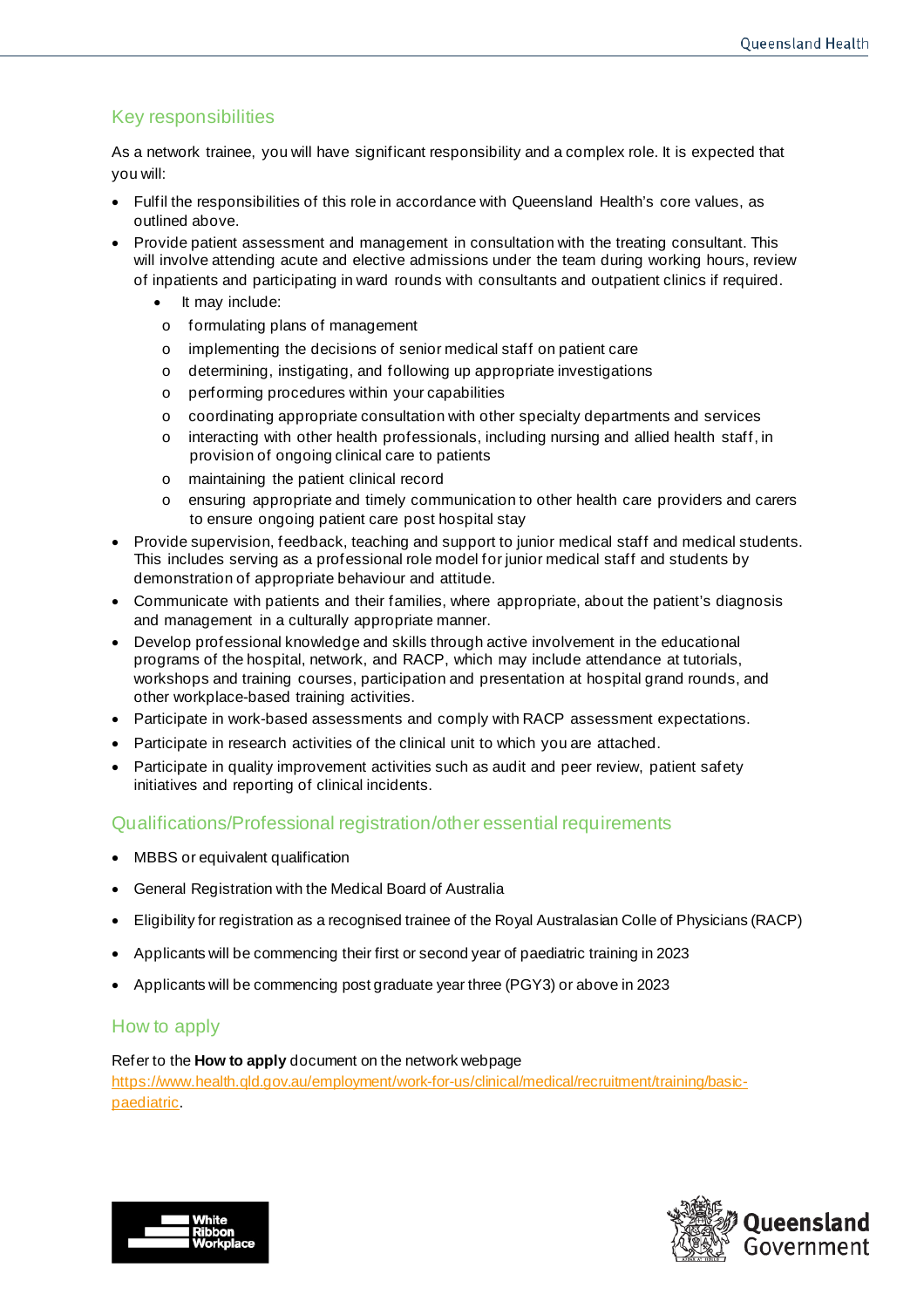## Key responsibilities

As a network trainee, you will have significant responsibility and a complex role. It is expected that you will:

- Fulfil the responsibilities of this role in accordance with Queensland Health's core values, as outlined above.
- Provide patient assessment and management in consultation with the treating consultant. This will involve attending acute and elective admissions under the team during working hours, review of inpatients and participating in ward rounds with consultants and outpatient clinics if required.
  - It may include:
    - formulating plans of management
    - implementing the decisions of senior medical staff on patient care
    - determining, instigating, and following up appropriate investigations
    - performing procedures within your capabilities
    - coordinating appropriate consultation with other specialty departments and services
    - interacting with other health professionals, including nursing and allied health staff, in provision of ongoing clinical care to patients
    - maintaining the patient clinical record
    - ensuring appropriate and timely communication to other health care providers and carers to ensure ongoing patient care post hospital stay
- Provide supervision, feedback, teaching and support to junior medical staff and medical students. This includes serving as a professional role model for junior medical staff and students by demonstration of appropriate behaviour and attitude.
- Communicate with patients and their families, where appropriate, about the patient's diagnosis and management in a culturally appropriate manner.
- Develop professional knowledge and skills through active involvement in the educational programs of the hospital, network, and RACP, which may include attendance at tutorials, workshops and training courses, participation and presentation at hospital grand rounds, and other workplace-based training activities.
- Participate in work-based assessments and comply with RACP assessment expectations.
- Participate in research activities of the clinical unit to which you are attached.
- Participate in quality improvement activities such as audit and peer review, patient safety initiatives and reporting of clinical incidents.

## Qualifications/Professional registration/other essential requirements

- MBBS or equivalent qualification
- General Registration with the Medical Board of Australia
- Eligibility for registration as a recognised trainee of the Royal Australasian Colle of Physicians (RACP)
- Applicants will be commencing their first or second year of paediatric training in 2023
- Applicants will be commencing post graduate year three (PGY3) or above in 2023

## How to apply

Refer to the **How to apply** document on the network webpage [https://www.health.qld.gov.au/employment/work-for-us/clinical/medical/recruitment/training/basic-paediatric](https://www.health.qld.gov.au/employment/work-for-us/clinical/medical/recruitment/training/basic-paediatric).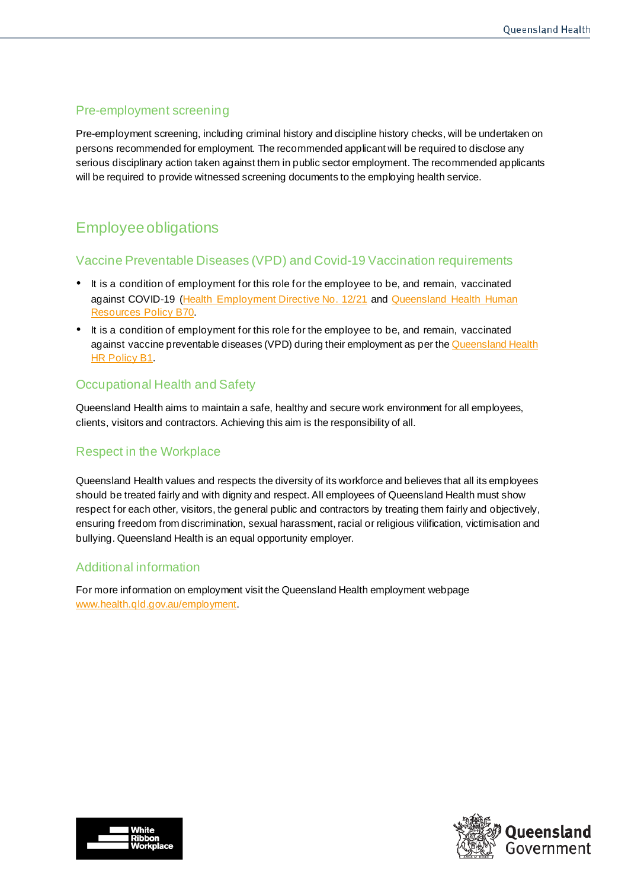### Pre-employment screening

Pre-employment screening, including criminal history and discipline history checks, will be undertaken on persons recommended for employment. The recommended applicant will be required to disclose any serious disciplinary action taken against them in public sector employment. The recommended applicants will be required to provide witnessed screening documents to the employing health service.

## Employee obligations

### Vaccine Preventable Diseases (VPD) and Covid-19 Vaccination requirements

- It is a condition of employment for this role for the employee to be, and remain, vaccinated against COVID-19 (Health Employment Directive No. 12/21 and Queensland Health Human Resources Policy B70.
- It is a condition of employment for this role for the employee to be, and remain, vaccinated against vaccine preventable diseases (VPD) during their employment as per the Queensland Health HR Policy B1.

### Occupational Health and Safety

Queensland Health aims to maintain a safe, healthy and secure work environment for all employees, clients, visitors and contractors. Achieving this aim is the responsibility of all.

### Respect in the Workplace

Queensland Health values and respects the diversity of its workforce and believes that all its employees should be treated fairly and with dignity and respect. All employees of Queensland Health must show respect for each other, visitors, the general public and contractors by treating them fairly and objectively, ensuring freedom from discrimination, sexual harassment, racial or religious vilification, victimisation and bullying. Queensland Health is an equal opportunity employer.

### Additional information

For more information on employment visit the Queensland Health employment webpage www.health.qld.gov.au/employment.